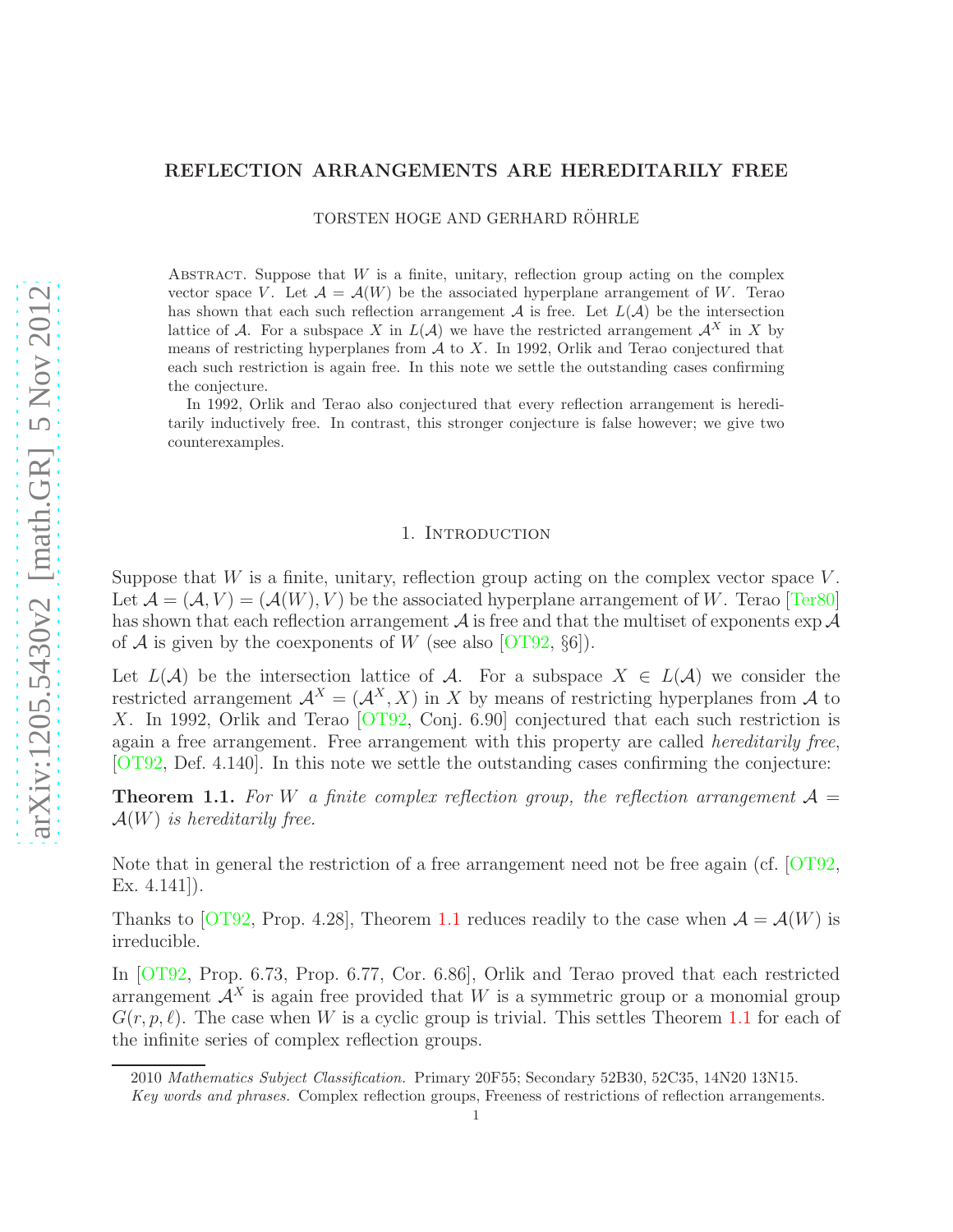# REFLECTION ARRANGEMENTS ARE HEREDITARILY FREE

TORSTEN HOGE AND GERHARD RÖHRLE

Abstract. Suppose that $W$ is a finite, unitary, reflection group acting on the complex vector space $V$. Let $\mathcal{A} = \mathcal{A}(W)$ be the associated hyperplane arrangement of $W$. Terao has shown that each such reflection arrangement $\mathcal{A}$ is free. Let $L(\mathcal{A})$ be the intersection lattice of $\mathcal{A}$. For a subspace $X$ in $L(\mathcal{A})$ we have the restricted arrangement $\mathcal{A}^X$ in $X$ by means of restricting hyperplanes from $\mathcal{A}$ to $X$. In 1992, Orlik and Terao conjectured that each such restriction is again free. In this note we settle the outstanding cases confirming the conjecture.

In 1992, Orlik and Terao also conjectured that every reflection arrangement is hereditarily inductively free. In contrast, this stronger conjecture is false however; we give two counterexamples.

## 1. Introduction

Suppose that $W$ is a finite, unitary, reflection group acting on the complex vector space $V$. Let $\mathcal{A} = (\mathcal{A}, V) = (\mathcal{A}(W), V)$ be the associated hyperplane arrangement of $W$. Terao [Ter80] has shown that each reflection arrangement $\mathcal{A}$ is free and that the multiset of exponents $\exp \mathcal{A}$ of $\mathcal{A}$ is given by the coexponents of $W$ (see also [OT92, §6]).

Let $L(\mathcal{A})$ be the intersection lattice of $\mathcal{A}$. For a subspace $X \in L(\mathcal{A})$ we consider the restricted arrangement $\mathcal{A}^X = (\mathcal{A}^X, X)$ in $X$ by means of restricting hyperplanes from $\mathcal{A}$ to $X$. In 1992, Orlik and Terao [OT92, Conj. 6.90] conjectured that each such restriction is again a free arrangement. Free arrangement with this property are called *hereditarily free*, [OT92, Def. 4.140]. In this note we settle the outstanding cases confirming the conjecture:

**Theorem 1.1.** *For $W$ a finite complex reflection group, the reflection arrangement $\mathcal{A} = \mathcal{A}(W)$ is hereditarily free.*

Note that in general the restriction of a free arrangement need not be free again (cf. [OT92, Ex. 4.141]).

Thanks to [OT92, Prop. 4.28], Theorem 1.1 reduces readily to the case when $\mathcal{A} = \mathcal{A}(W)$ is irreducible.

In [OT92, Prop. 6.73, Prop. 6.77, Cor. 6.86], Orlik and Terao proved that each restricted arrangement $\mathcal{A}^X$ is again free provided that $W$ is a symmetric group or a monomial group $G(r, p, \ell)$. The case when $W$ is a cyclic group is trivial. This settles Theorem 1.1 for each of the infinite series of complex reflection groups.

2010 *Mathematics Subject Classification.* Primary 20F55; Secondary 52B30, 52C35, 14N20 13N15.

*Key words and phrases.* Complex reflection groups, Freeness of restrictions of reflection arrangements.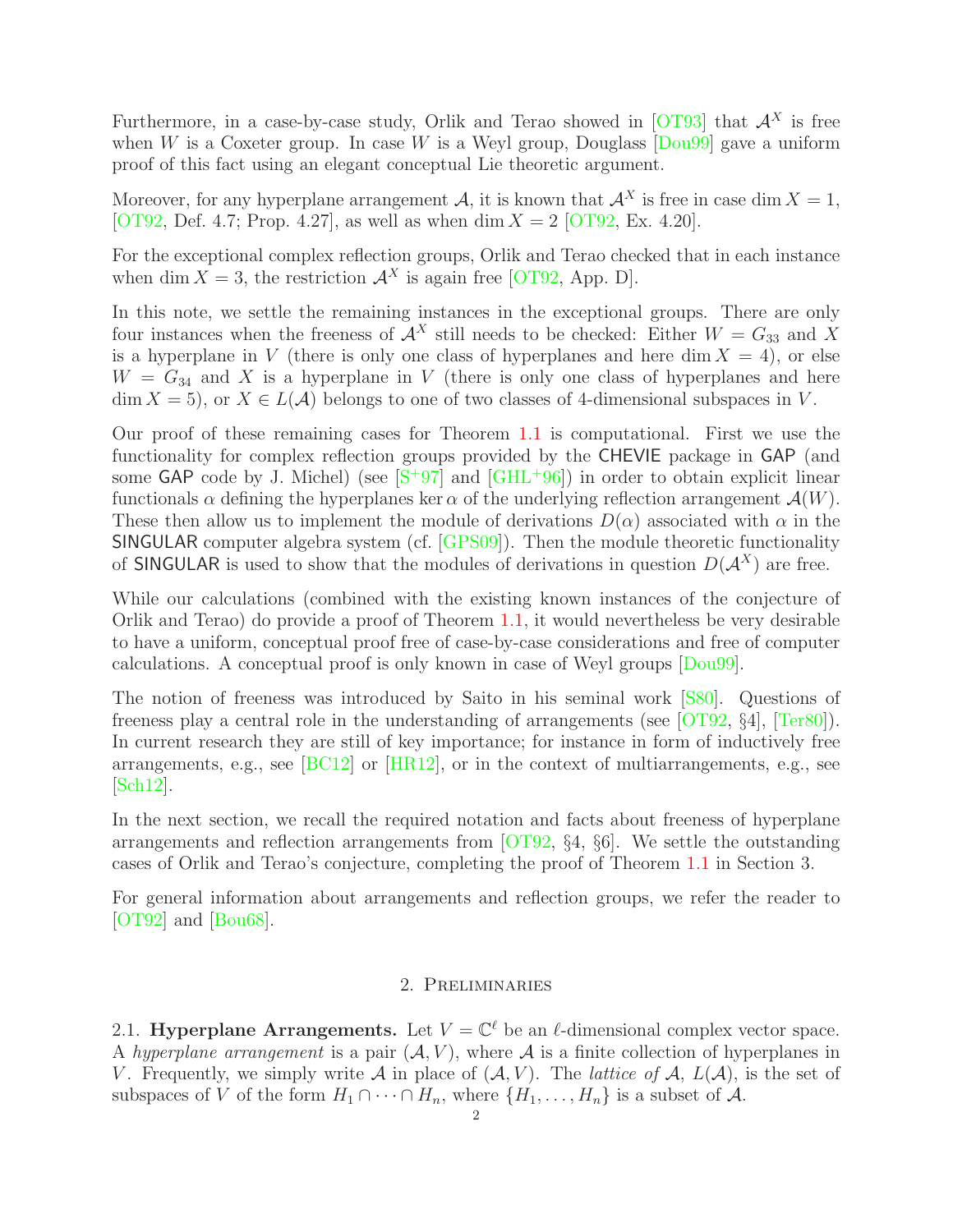Furthermore, in a case-by-case study, Orlik and Terao showed in [OT93] that $\mathcal{A}^X$ is free when $W$ is a Coxeter group. In case $W$ is a Weyl group, Douglass [Dou99] gave a uniform proof of this fact using an elegant conceptual Lie theoretic argument.

Moreover, for any hyperplane arrangement $\mathcal{A}$, it is known that $\mathcal{A}^X$ is free in case $\dim X = 1$, [OT92, Def. 4.7; Prop. 4.27], as well as when $\dim X = 2$ [OT92, Ex. 4.20].

For the exceptional complex reflection groups, Orlik and Terao checked that in each instance when $\dim X = 3$, the restriction $\mathcal{A}^X$ is again free [OT92, App. D].

In this note, we settle the remaining instances in the exceptional groups. There are only four instances when the freeness of $\mathcal{A}^X$ still needs to be checked: Either $W = G_{33}$ and $X$ is a hyperplane in $V$ (there is only one class of hyperplanes and here $\dim X = 4$), or else $W = G_{34}$ and $X$ is a hyperplane in $V$ (there is only one class of hyperplanes and here $\dim X = 5$), or $X \in L(\mathcal{A})$ belongs to one of two classes of 4-dimensional subspaces in $V$.

Our proof of these remaining cases for Theorem 1.1 is computational. First we use the functionality for complex reflection groups provided by the CHEVIE package in GAP (and some GAP code by J. Michel) (see [S+97] and [GHL+96]) in order to obtain explicit linear functionals $\alpha$ defining the hyperplanes $\ker \alpha$ of the underlying reflection arrangement $\mathcal{A}(W)$. These then allow us to implement the module of derivations $D(\alpha)$ associated with $\alpha$ in the SINGULAR computer algebra system (cf. [GPS09]). Then the module theoretic functionality of SINGULAR is used to show that the modules of derivations in question $D(\mathcal{A}^X)$ are free.

While our calculations (combined with the existing known instances of the conjecture of Orlik and Terao) do provide a proof of Theorem 1.1, it would nevertheless be very desirable to have a uniform, conceptual proof free of case-by-case considerations and free of computer calculations. A conceptual proof is only known in case of Weyl groups [Dou99].

The notion of freeness was introduced by Saito in his seminal work [S80]. Questions of freeness play a central role in the understanding of arrangements (see [OT92, §4], [Ter80]). In current research they are still of key importance; for instance in form of inductively free arrangements, e.g., see [BC12] or [HR12], or in the context of multiarrangements, e.g., see [Sch12].

In the next section, we recall the required notation and facts about freeness of hyperplane arrangements and reflection arrangements from [OT92, §4, §6]. We settle the outstanding cases of Orlik and Terao's conjecture, completing the proof of Theorem 1.1 in Section 3.

For general information about arrangements and reflection groups, we refer the reader to [OT92] and [Bou68].

## 2. Preliminaries

2.1. **Hyperplane Arrangements.** Let $V = \mathbb{C}^\ell$ be an $\ell$-dimensional complex vector space. A *hyperplane arrangement* is a pair $(\mathcal{A}, V)$, where $\mathcal{A}$ is a finite collection of hyperplanes in $V$. Frequently, we simply write $\mathcal{A}$ in place of $(\mathcal{A}, V)$. The *lattice of* $\mathcal{A}$, $L(\mathcal{A})$, is the set of subspaces of $V$ of the form $H_1 \cap \cdots \cap H_n$, where $\{H_1, \ldots, H_n\}$ is a subset of $\mathcal{A}$.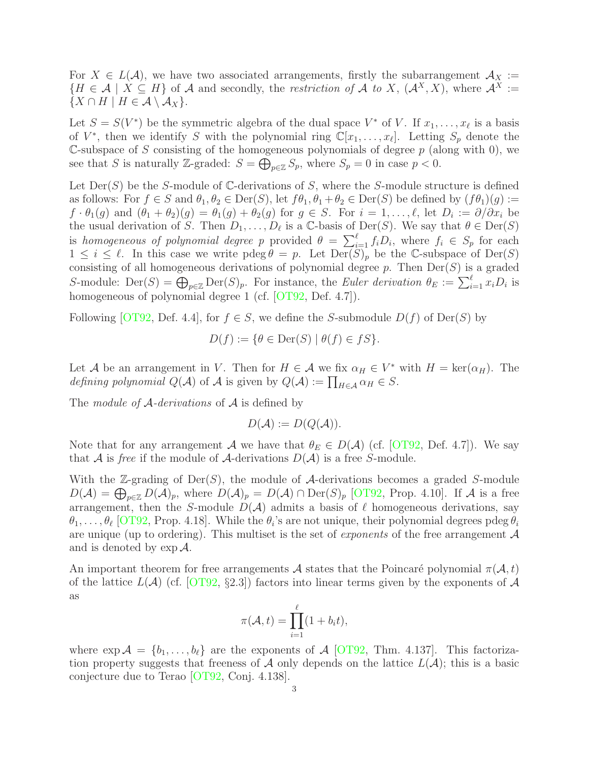For $X \in L(\mathcal{A})$, we have two associated arrangements, firstly the subarrangement $\mathcal{A}_X := \{H \in \mathcal{A} \mid X \subseteq H\}$ of $\mathcal{A}$ and secondly, the *restriction of* $\mathcal{A}$ *to* $X$, $(\mathcal{A}^X, X)$, where $\mathcal{A}^X := \{X \cap H \mid H \in \mathcal{A} \setminus \mathcal{A}_X\}$.

Let $S = S(V^*)$ be the symmetric algebra of the dual space $V^*$ of $V$. If $x_1, \ldots, x_\ell$ is a basis of $V^*$, then we identify $S$ with the polynomial ring $\mathbb{C}[x_1, \ldots, x_\ell]$. Letting $S_p$ denote the $\mathbb{C}$-subspace of $S$ consisting of the homogeneous polynomials of degree $p$ (along with 0), we see that $S$ is naturally $\mathbb{Z}$-graded: $S = \bigoplus_{p \in \mathbb{Z}} S_p$, where $S_p = 0$ in case $p < 0$.

Let $\operatorname{Der}(S)$ be the $S$-module of $\mathbb{C}$-derivations of $S$, where the $S$-module structure is defined as follows: For $f \in S$ and $\theta_1, \theta_2 \in \operatorname{Der}(S)$, let $f\theta_1, \theta_1 + \theta_2 \in \operatorname{Der}(S)$ be defined by $(f\theta_1)(g) := f \cdot \theta_1(g)$ and $(\theta_1 + \theta_2)(g) = \theta_1(g) + \theta_2(g)$ for $g \in S$. For $i = 1, \ldots, \ell$, let $D_i := \partial/\partial x_i$ be the usual derivation of $S$. Then $D_1, \ldots, D_\ell$ is a $\mathbb{C}$-basis of $\operatorname{Der}(S)$. We say that $\theta \in \operatorname{Der}(S)$ is *homogeneous of polynomial degree* $p$ provided $\theta = \sum_{i=1}^{\ell} f_i D_i$, where $f_i \in S_p$ for each $1 \leq i \leq \ell$. In this case we write $\operatorname{pdeg} \theta = p$. Let $\operatorname{Der}(S)_p$ be the $\mathbb{C}$-subspace of $\operatorname{Der}(S)$ consisting of all homogeneous derivations of polynomial degree $p$. Then $\operatorname{Der}(S)$ is a graded $S$-module: $\operatorname{Der}(S) = \bigoplus_{p \in \mathbb{Z}} \operatorname{Der}(S)_p$. For instance, the *Euler derivation* $\theta_E := \sum_{i=1}^{\ell} x_i D_i$ is homogeneous of polynomial degree 1 (cf. [OT92, Def. 4.7]).

Following [OT92, Def. 4.4], for $f \in S$, we define the $S$-submodule $D(f)$ of $\operatorname{Der}(S)$ by

$$D(f) := \{\theta \in \operatorname{Der}(S) \mid \theta(f) \in fS\}.$$

Let $\mathcal{A}$ be an arrangement in $V$. Then for $H \in \mathcal{A}$ we fix $\alpha_H \in V^*$ with $H = \ker(\alpha_H)$. The *defining polynomial* $Q(\mathcal{A})$ of $\mathcal{A}$ is given by $Q(\mathcal{A}) := \prod_{H \in \mathcal{A}} \alpha_H \in S$.

The *module of* $\mathcal{A}$*-derivations* of $\mathcal{A}$ is defined by

$$D(\mathcal{A}) := D(Q(\mathcal{A})).$$

Note that for any arrangement $\mathcal{A}$ we have that $\theta_E \in D(\mathcal{A})$ (cf. [OT92, Def. 4.7]). We say that $\mathcal{A}$ is *free* if the module of $\mathcal{A}$-derivations $D(\mathcal{A})$ is a free $S$-module.

With the $\mathbb{Z}$-grading of $\operatorname{Der}(S)$, the module of $\mathcal{A}$-derivations becomes a graded $S$-module $D(\mathcal{A}) = \bigoplus_{p \in \mathbb{Z}} D(\mathcal{A})_p$, where $D(\mathcal{A})_p = D(\mathcal{A}) \cap \operatorname{Der}(S)_p$ [OT92, Prop. 4.10]. If $\mathcal{A}$ is a free arrangement, then the $S$-module $D(\mathcal{A})$ admits a basis of $\ell$ homogeneous derivations, say $\theta_1, \ldots, \theta_\ell$ [OT92, Prop. 4.18]. While the $\theta_i$'s are not unique, their polynomial degrees $\operatorname{pdeg} \theta_i$ are unique (up to ordering). This multiset is the set of *exponents* of the free arrangement $\mathcal{A}$ and is denoted by $\exp \mathcal{A}$.

An important theorem for free arrangements $\mathcal{A}$ states that the Poincaré polynomial $\pi(\mathcal{A}, t)$ of the lattice $L(\mathcal{A})$ (cf. [OT92, §2.3]) factors into linear terms given by the exponents of $\mathcal{A}$ as

$$\pi(\mathcal{A}, t) = \prod_{i=1}^{\ell} (1 + b_i t),$$

where $\exp \mathcal{A} = \{b_1, \ldots, b_\ell\}$ are the exponents of $\mathcal{A}$ [OT92, Thm. 4.137]. This factorization property suggests that freeness of $\mathcal{A}$ only depends on the lattice $L(\mathcal{A})$; this is a basic conjecture due to Terao [OT92, Conj. 4.138].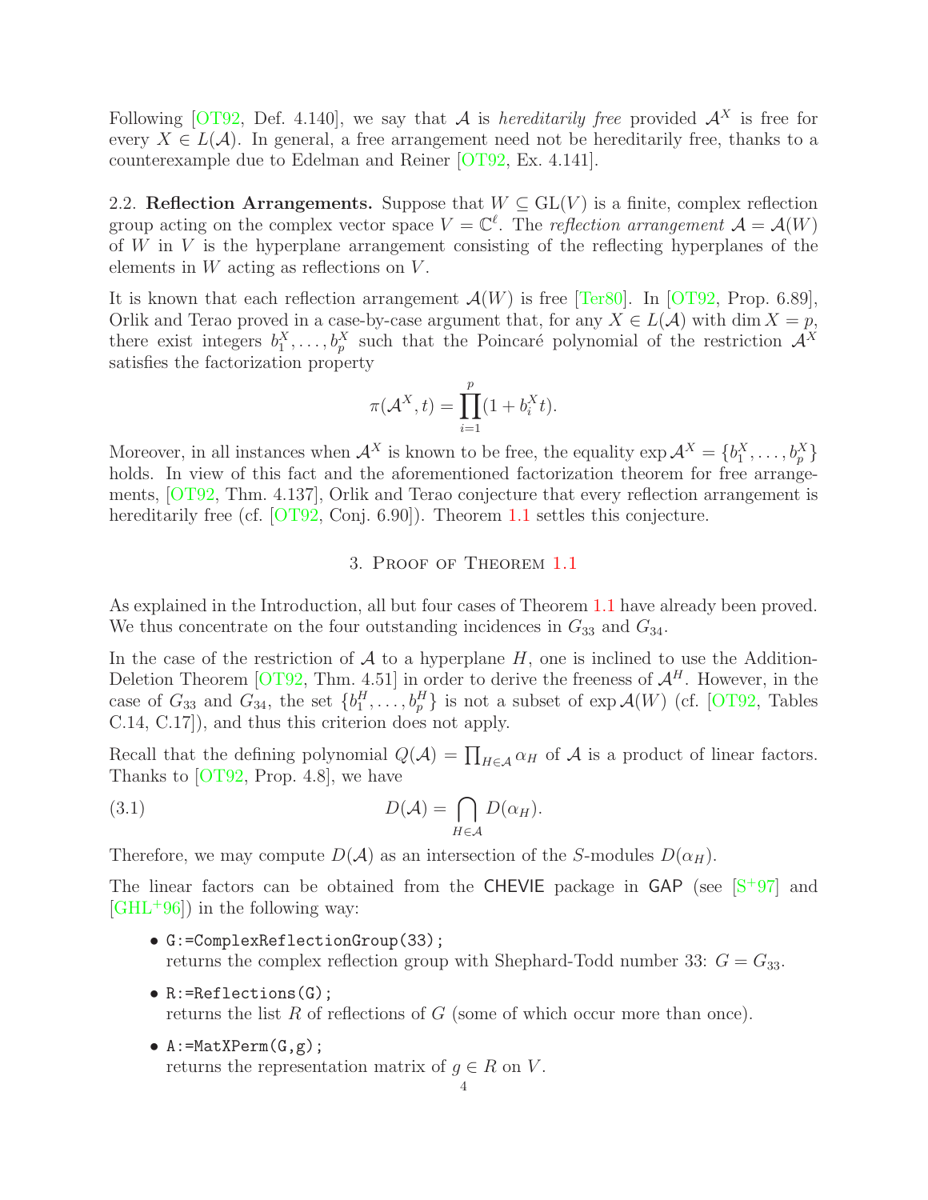Following [OT92, Def. 4.140], we say that $\mathcal{A}$ is *hereditarily free* provided $\mathcal{A}^X$ is free for every $X \in L(\mathcal{A})$. In general, a free arrangement need not be hereditarily free, thanks to a counterexample due to Edelman and Reiner [OT92, Ex. 4.141].

## 2.2. Reflection Arrangements.

Suppose that $W \subseteq \mathrm{GL}(V)$ is a finite, complex reflection group acting on the complex vector space $V = \mathbb{C}^\ell$. The *reflection arrangement* $\mathcal{A} = \mathcal{A}(W)$ of $W$ in $V$ is the hyperplane arrangement consisting of the reflecting hyperplanes of the elements in $W$ acting as reflections on $V$.

It is known that each reflection arrangement $\mathcal{A}(W)$ is free [Ter80]. In [OT92, Prop. 6.89], Orlik and Terao proved in a case-by-case argument that, for any $X \in L(\mathcal{A})$ with $\dim X = p$, there exist integers $b_1^X, \ldots, b_p^X$ such that the Poincaré polynomial of the restriction $\mathcal{A}^X$ satisfies the factorization property

$$\pi(\mathcal{A}^X, t) = \prod_{i=1}^{p} (1 + b_i^X t).$$

Moreover, in all instances when $\mathcal{A}^X$ is known to be free, the equality $\exp \mathcal{A}^X = \{b_1^X, \ldots, b_p^X\}$ holds. In view of this fact and the aforementioned factorization theorem for free arrangements, [OT92, Thm. 4.137], Orlik and Terao conjecture that every reflection arrangement is hereditarily free (cf. [OT92, Conj. 6.90]). Theorem 1.1 settles this conjecture.

# 3. Proof of Theorem 1.1

As explained in the Introduction, all but four cases of Theorem 1.1 have already been proved. We thus concentrate on the four outstanding incidences in $G_{33}$ and $G_{34}$.

In the case of the restriction of $\mathcal{A}$ to a hyperplane $H$, one is inclined to use the Addition-Deletion Theorem [OT92, Thm. 4.51] in order to derive the freeness of $\mathcal{A}^H$. However, in the case of $G_{33}$ and $G_{34}$, the set $\{b_1^H, \ldots, b_p^H\}$ is not a subset of $\exp \mathcal{A}(W)$ (cf. [OT92, Tables C.14, C.17]), and thus this criterion does not apply.

Recall that the defining polynomial $Q(\mathcal{A}) = \prod_{H \in \mathcal{A}} \alpha_H$ of $\mathcal{A}$ is a product of linear factors. Thanks to [OT92, Prop. 4.8], we have

$$D(\mathcal{A}) = \bigcap_{H \in \mathcal{A}} D(\alpha_H). \tag{3.1}$$

Therefore, we may compute $D(\mathcal{A})$ as an intersection of the $S$-modules $D(\alpha_H)$.

The linear factors can be obtained from the CHEVIE package in GAP (see [S+97] and [GHL+96]) in the following way:

- `G:=ComplexReflectionGroup(33);`
  returns the complex reflection group with Shephard-Todd number 33: $G = G_{33}$.
- `R:=Reflections(G);`
  returns the list $R$ of reflections of $G$ (some of which occur more than once).
- `A:=MatXPerm(G,g);`
  returns the representation matrix of $g \in R$ on $V$.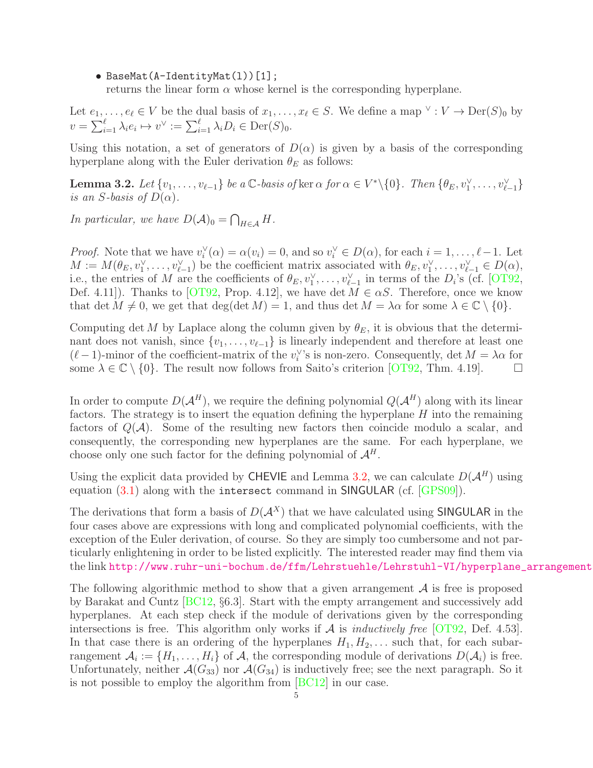- `BaseMat(A-IdentityMat(l))[1];`
  returns the linear form $\alpha$ whose kernel is the corresponding hyperplane.

Let $e_1, \ldots, e_\ell \in V$ be the dual basis of $x_1, \ldots, x_\ell \in S$. We define a map $^\vee : V \to \mathrm{Der}(S)_0$ by $v = \sum_{i=1}^{\ell} \lambda_i e_i \mapsto v^\vee := \sum_{i=1}^{\ell} \lambda_i D_i \in \mathrm{Der}(S)_0$.

Using this notation, a set of generators of $D(\alpha)$ is given by a basis of the corresponding hyperplane along with the Euler derivation $\theta_E$ as follows:

**Lemma 3.2.** *Let $\{v_1, \ldots, v_{\ell-1}\}$ be a $\mathbb{C}$-basis of $\ker \alpha$ for $\alpha \in V^* \setminus \{0\}$. Then $\{\theta_E, v_1^\vee, \ldots, v_{\ell-1}^\vee\}$ is an $S$-basis of $D(\alpha)$.*

*In particular, we have $D(\mathcal{A})_0 = \bigcap_{H \in \mathcal{A}} H$.*

*Proof.* Note that we have $v_i^\vee(\alpha) = \alpha(v_i) = 0$, and so $v_i^\vee \in D(\alpha)$, for each $i = 1, \ldots, \ell - 1$. Let $M := M(\theta_E, v_1^\vee, \ldots, v_{\ell-1}^\vee)$ be the coefficient matrix associated with $\theta_E, v_1^\vee, \ldots, v_{\ell-1}^\vee \in D(\alpha)$, i.e., the entries of $M$ are the coefficients of $\theta_E, v_1^\vee, \ldots, v_{\ell-1}^\vee$ in terms of the $D_i$'s (cf. [OT92, Def. 4.11]). Thanks to [OT92, Prop. 4.12], we have $\det M \in \alpha S$. Therefore, once we know that $\det M \neq 0$, we get that $\deg(\det M) = 1$, and thus $\det M = \lambda \alpha$ for some $\lambda \in \mathbb{C} \setminus \{0\}$.

Computing $\det M$ by Laplace along the column given by $\theta_E$, it is obvious that the determinant does not vanish, since $\{v_1, \ldots, v_{\ell-1}\}$ is linearly independent and therefore at least one $(\ell-1)$-minor of the coefficient-matrix of the $v_i^\vee$'s is non-zero. Consequently, $\det M = \lambda\alpha$ for some $\lambda \in \mathbb{C} \setminus \{0\}$. The result now follows from Saito's criterion [OT92, Thm. 4.19]. $\square$

In order to compute $D(\mathcal{A}^H)$, we require the defining polynomial $Q(\mathcal{A}^H)$ along with its linear factors. The strategy is to insert the equation defining the hyperplane $H$ into the remaining factors of $Q(\mathcal{A})$. Some of the resulting new factors then coincide modulo a scalar, and consequently, the corresponding new hyperplanes are the same. For each hyperplane, we choose only one such factor for the defining polynomial of $\mathcal{A}^H$.

Using the explicit data provided by CHEVIE and Lemma 3.2, we can calculate $D(\mathcal{A}^H)$ using equation (3.1) along with the `intersect` command in SINGULAR (cf. [GPS09]).

The derivations that form a basis of $D(\mathcal{A}^X)$ that we have calculated using SINGULAR in the four cases above are expressions with long and complicated polynomial coefficients, with the exception of the Euler derivation, of course. So they are simply too cumbersome and not particularly enlightening in order to be listed explicitly. The interested reader may find them via the link http://www.ruhr-uni-bochum.de/ffm/Lehrstuehle/Lehrstuhl-VI/hyperplane_arrangement

The following algorithmic method to show that a given arrangement $\mathcal{A}$ is free is proposed by Barakat and Cuntz [BC12, §6.3]. Start with the empty arrangement and successively add hyperplanes. At each step check if the module of derivations given by the corresponding intersections is free. This algorithm only works if $\mathcal{A}$ is *inductively free* [OT92, Def. 4.53]. In that case there is an ordering of the hyperplanes $H_1, H_2, \ldots$ such that, for each subarrangement $\mathcal{A}_i := \{H_1, \ldots, H_i\}$ of $\mathcal{A}$, the corresponding module of derivations $D(\mathcal{A}_i)$ is free. Unfortunately, neither $\mathcal{A}(G_{33})$ nor $\mathcal{A}(G_{34})$ is inductively free; see the next paragraph. So it is not possible to employ the algorithm from [BC12] in our case.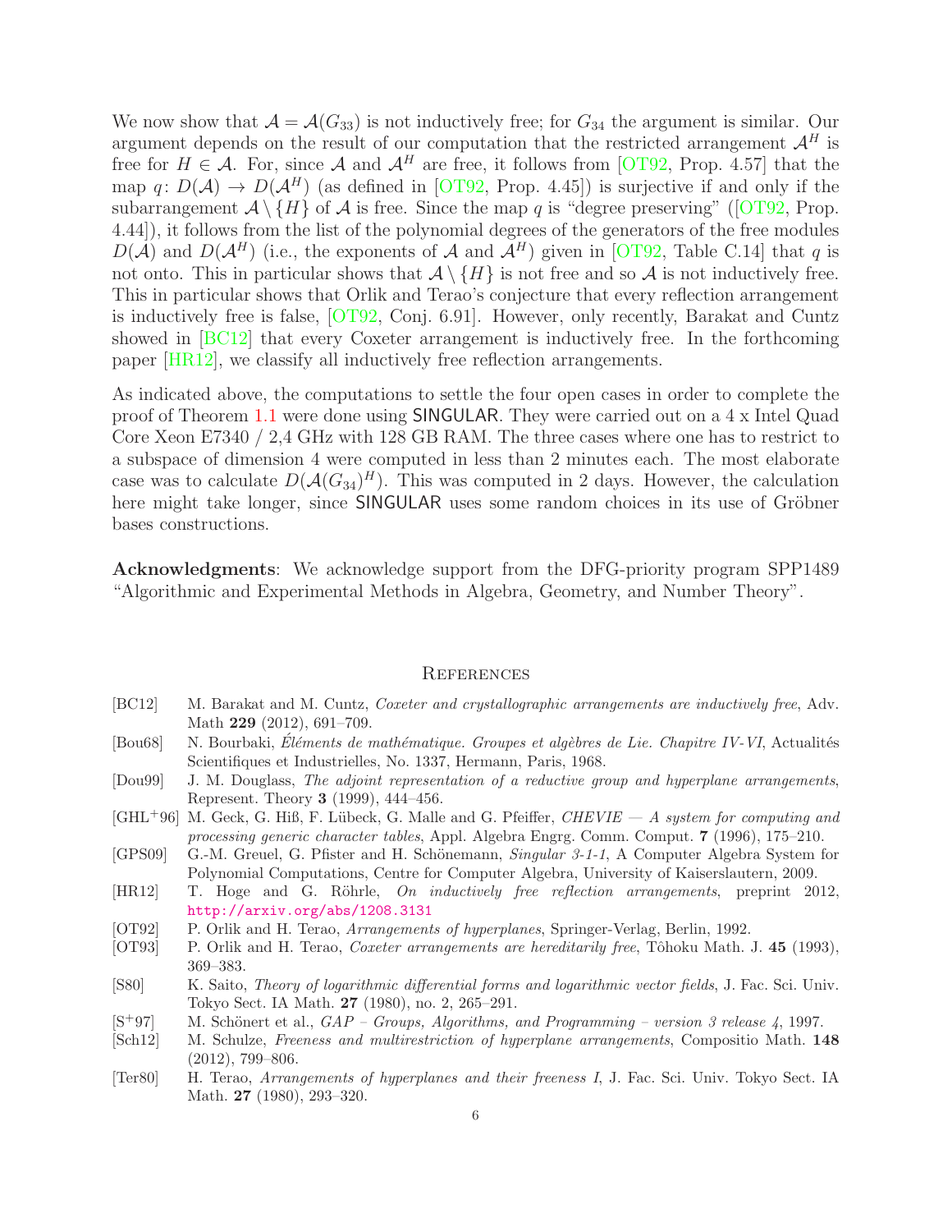We now show that $\mathcal{A} = \mathcal{A}(G_{33})$ is not inductively free; for $G_{34}$ the argument is similar. Our argument depends on the result of our computation that the restricted arrangement $\mathcal{A}^H$ is free for $H \in \mathcal{A}$. For, since $\mathcal{A}$ and $\mathcal{A}^H$ are free, it follows from [OT92, Prop. 4.57] that the map $q \colon D(\mathcal{A}) \to D(\mathcal{A}^H)$ (as defined in [OT92, Prop. 4.45]) is surjective if and only if the subarrangement $\mathcal{A} \setminus \{H\}$ of $\mathcal{A}$ is free. Since the map $q$ is "degree preserving" ([OT92, Prop. 4.44]), it follows from the list of the polynomial degrees of the generators of the free modules $D(\mathcal{A})$ and $D(\mathcal{A}^H)$ (i.e., the exponents of $\mathcal{A}$ and $\mathcal{A}^H$) given in [OT92, Table C.14] that $q$ is not onto. This in particular shows that $\mathcal{A} \setminus \{H\}$ is not free and so $\mathcal{A}$ is not inductively free. This in particular shows that Orlik and Terao's conjecture that every reflection arrangement is inductively free is false, [OT92, Conj. 6.91]. However, only recently, Barakat and Cuntz showed in [BC12] that every Coxeter arrangement is inductively free. In the forthcoming paper [HR12], we classify all inductively free reflection arrangements.

As indicated above, the computations to settle the four open cases in order to complete the proof of Theorem 1.1 were done using SINGULAR. They were carried out on a 4 x Intel Quad Core Xeon E7340 / 2,4 GHz with 128 GB RAM. The three cases where one has to restrict to a subspace of dimension 4 were computed in less than 2 minutes each. The most elaborate case was to calculate $D(\mathcal{A}(G_{34})^H)$. This was computed in 2 days. However, the calculation here might take longer, since SINGULAR uses some random choices in its use of Gröbner bases constructions.

**Acknowledgments**: We acknowledge support from the DFG-priority program SPP1489 "Algorithmic and Experimental Methods in Algebra, Geometry, and Number Theory".

## References

[BC12] M. Barakat and M. Cuntz, *Coxeter and crystallographic arrangements are inductively free*, Adv. Math **229** (2012), 691–709.

[Bou68] N. Bourbaki, *Éléments de mathématique. Groupes et algèbres de Lie. Chapitre IV-VI*, Actualités Scientifiques et Industrielles, No. 1337, Hermann, Paris, 1968.

[Dou99] J. M. Douglass, *The adjoint representation of a reductive group and hyperplane arrangements*, Represent. Theory **3** (1999), 444–456.

[GHL+96] M. Geck, G. Hiß, F. Lübeck, G. Malle and G. Pfeiffer, *CHEVIE — A system for computing and processing generic character tables*, Appl. Algebra Engrg. Comm. Comput. **7** (1996), 175–210.

[GPS09] G.-M. Greuel, G. Pfister and H. Schönemann, *Singular 3-1-1*, A Computer Algebra System for Polynomial Computations, Centre for Computer Algebra, University of Kaiserslautern, 2009.

[HR12] T. Hoge and G. Röhrle, *On inductively free reflection arrangements*, preprint 2012, http://arxiv.org/abs/1208.3131

[OT92] P. Orlik and H. Terao, *Arrangements of hyperplanes*, Springer-Verlag, Berlin, 1992.

[OT93] P. Orlik and H. Terao, *Coxeter arrangements are hereditarily free*, Tôhoku Math. J. **45** (1993), 369–383.

[S80] K. Saito, *Theory of logarithmic differential forms and logarithmic vector fields*, J. Fac. Sci. Univ. Tokyo Sect. IA Math. **27** (1980), no. 2, 265–291.

[S+97] M. Schönert et al., *GAP – Groups, Algorithms, and Programming – version 3 release 4*, 1997.

[Sch12] M. Schulze, *Freeness and multirestriction of hyperplane arrangements*, Compositio Math. **148** (2012), 799–806.

[Ter80] H. Terao, *Arrangements of hyperplanes and their freeness I*, J. Fac. Sci. Univ. Tokyo Sect. IA Math. **27** (1980), 293–320.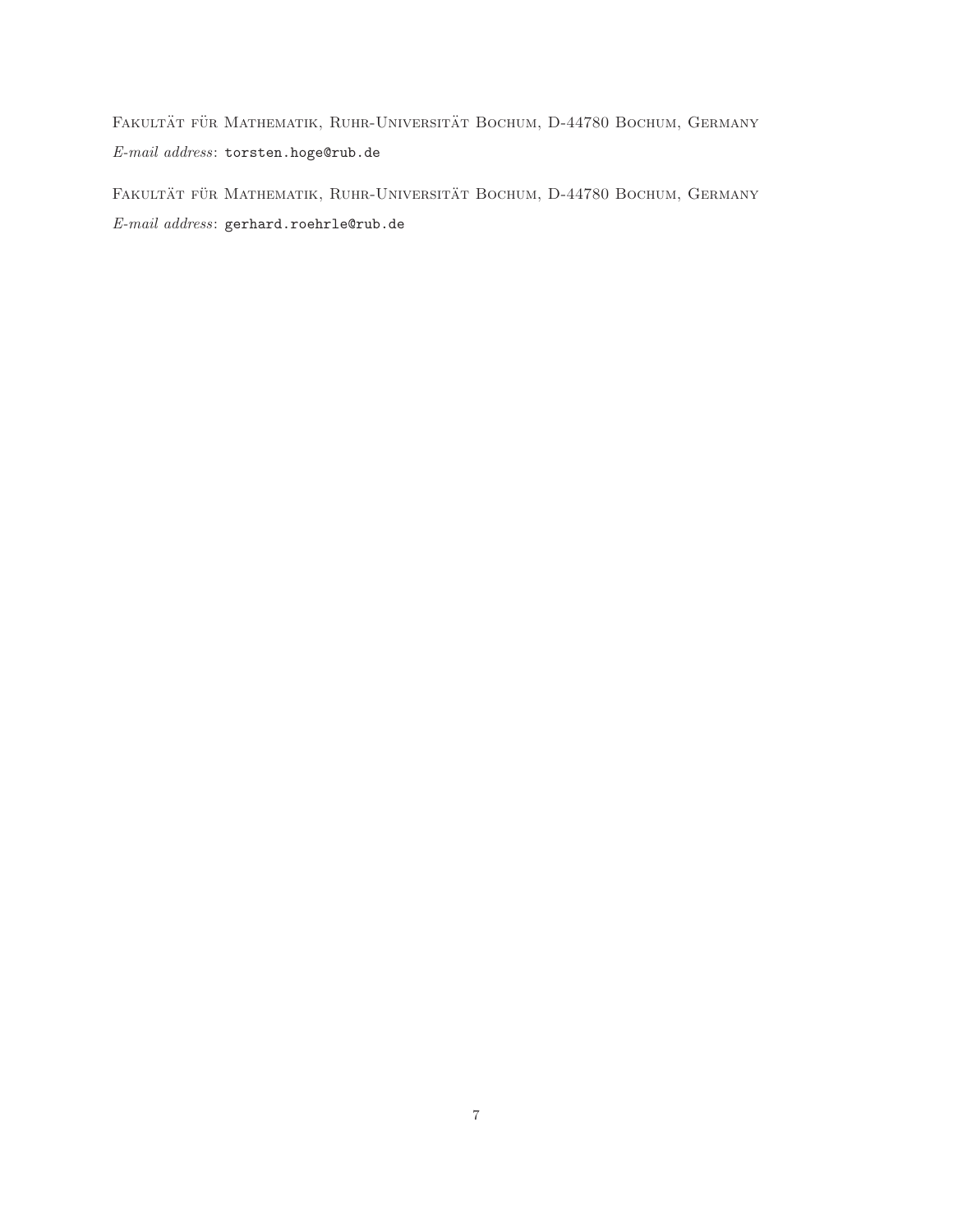Fakultät für Mathematik, Ruhr-Universität Bochum, D-44780 Bochum, Germany

*E-mail address*: torsten.hoge@rub.de

Fakultät für Mathematik, Ruhr-Universität Bochum, D-44780 Bochum, Germany

*E-mail address*: gerhard.roehrle@rub.de